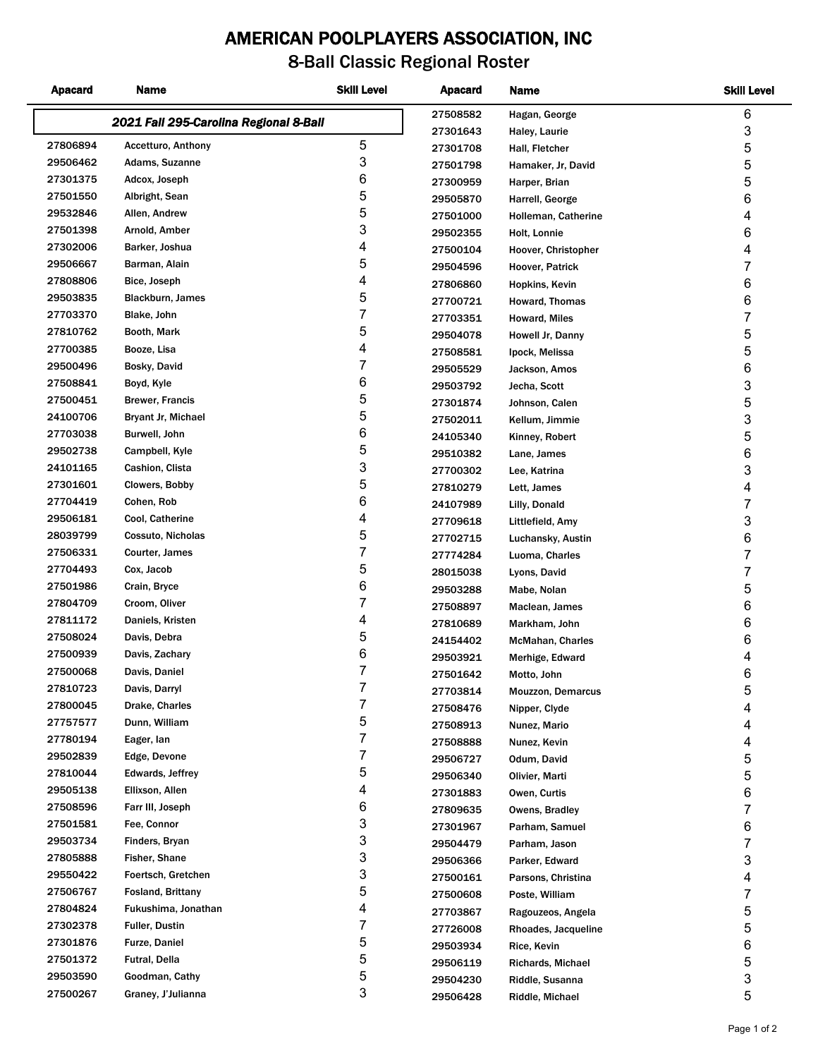# AMERICAN POOLPLAYERS ASSOCIATION, INC

## 8-Ball Classic Regional Roster

### *2021 Fall 295-Carolina Regional 8-Ball*

| Apacard | Name | Skill Level |
|---|---|---|
| 27806894 | Accetturo, Anthony | 5 |
| 29506462 | Adams, Suzanne | 3 |
| 27301375 | Adcox, Joseph | 6 |
| 27501550 | Albright, Sean | 5 |
| 29532846 | Allen, Andrew | 5 |
| 27501398 | Arnold, Amber | 3 |
| 27302006 | Barker, Joshua | 4 |
| 29506667 | Barman, Alain | 5 |
| 27808806 | Bice, Joseph | 4 |
| 29503835 | Blackburn, James | 5 |
| 27703370 | Blake, John | 7 |
| 27810762 | Booth, Mark | 5 |
| 27700385 | Booze, Lisa | 4 |
| 29500496 | Bosky, David | 7 |
| 27508841 | Boyd, Kyle | 6 |
| 27500451 | Brewer, Francis | 5 |
| 24100706 | Bryant Jr, Michael | 5 |
| 27703038 | Burwell, John | 6 |
| 29502738 | Campbell, Kyle | 5 |
| 24101165 | Cashion, Clista | 3 |
| 27301601 | Clowers, Bobby | 5 |
| 27704419 | Cohen, Rob | 6 |
| 29506181 | Cool, Catherine | 4 |
| 28039799 | Cossuto, Nicholas | 5 |
| 27506331 | Courter, James | 7 |
| 27704493 | Cox, Jacob | 5 |
| 27501986 | Crain, Bryce | 6 |
| 27804709 | Croom, Oliver | 7 |
| 27811172 | Daniels, Kristen | 4 |
| 27508024 | Davis, Debra | 5 |
| 27500939 | Davis, Zachary | 6 |
| 27500068 | Davis, Daniel | 7 |
| 27810723 | Davis, Darryl | 7 |
| 27800045 | Drake, Charles | 7 |
| 27757577 | Dunn, William | 5 |
| 27780194 | Eager, Ian | 7 |
| 29502839 | Edge, Devone | 7 |
| 27810044 | Edwards, Jeffrey | 5 |
| 29505138 | Ellixson, Allen | 4 |
| 27508596 | Farr III, Joseph | 6 |
| 27501581 | Fee, Connor | 3 |
| 29503734 | Finders, Bryan | 3 |
| 27805888 | Fisher, Shane | 3 |
| 29550422 | Foertsch, Gretchen | 3 |
| 27506767 | Fosland, Brittany | 5 |
| 27804824 | Fukushima, Jonathan | 4 |
| 27302378 | Fuller, Dustin | 7 |
| 27301876 | Furze, Daniel | 5 |
| 27501372 | Futral, Della | 5 |
| 29503590 | Goodman, Cathy | 5 |
| 27500267 | Graney, J'Julianna | 3 |
| 27508582 | Hagan, George | 6 |
| 27301643 | Haley, Laurie | 3 |
| 27301708 | Hall, Fletcher | 5 |
| 27501798 | Hamaker, Jr, David | 5 |
| 27300959 | Harper, Brian | 5 |
| 29505870 | Harrell, George | 6 |
| 27501000 | Holleman, Catherine | 4 |
| 29502355 | Holt, Lonnie | 6 |
| 27500104 | Hoover, Christopher | 4 |
| 29504596 | Hoover, Patrick | 7 |
| 27806860 | Hopkins, Kevin | 6 |
| 27700721 | Howard, Thomas | 6 |
| 27703351 | Howard, Miles | 7 |
| 29504078 | Howell Jr, Danny | 5 |
| 27508581 | Ipock, Melissa | 5 |
| 29505529 | Jackson, Amos | 6 |
| 29503792 | Jecha, Scott | 3 |
| 27301874 | Johnson, Calen | 5 |
| 27502011 | Kellum, Jimmie | 3 |
| 24105340 | Kinney, Robert | 5 |
| 29510382 | Lane, James | 6 |
| 27700302 | Lee, Katrina | 3 |
| 27810279 | Lett, James | 4 |
| 24107989 | Lilly, Donald | 7 |
| 27709618 | Littlefield, Amy | 3 |
| 27702715 | Luchansky, Austin | 6 |
| 27774284 | Luoma, Charles | 7 |
| 28015038 | Lyons, David | 7 |
| 29503288 | Mabe, Nolan | 5 |
| 27508897 | Maclean, James | 6 |
| 27810689 | Markham, John | 6 |
| 24154402 | McMahan, Charles | 6 |
| 29503921 | Merhige, Edward | 4 |
| 27501642 | Motto, John | 6 |
| 27703814 | Mouzzon, Demarcus | 5 |
| 27508476 | Nipper, Clyde | 4 |
| 27508913 | Nunez, Mario | 4 |
| 27508888 | Nunez, Kevin | 4 |
| 29506727 | Odum, David | 5 |
| 29506340 | Olivier, Marti | 5 |
| 27301883 | Owen, Curtis | 6 |
| 27809635 | Owens, Bradley | 7 |
| 27301967 | Parham, Samuel | 6 |
| 29504479 | Parham, Jason | 7 |
| 29506366 | Parker, Edward | 3 |
| 27500161 | Parsons, Christina | 4 |
| 27500608 | Poste, William | 7 |
| 27703867 | Ragouzeos, Angela | 5 |
| 27726008 | Rhoades, Jacqueline | 5 |
| 29503934 | Rice, Kevin | 6 |
| 29506119 | Richards, Michael | 5 |
| 29504230 | Riddle, Susanna | 3 |
| 29506428 | Riddle, Michael | 5 |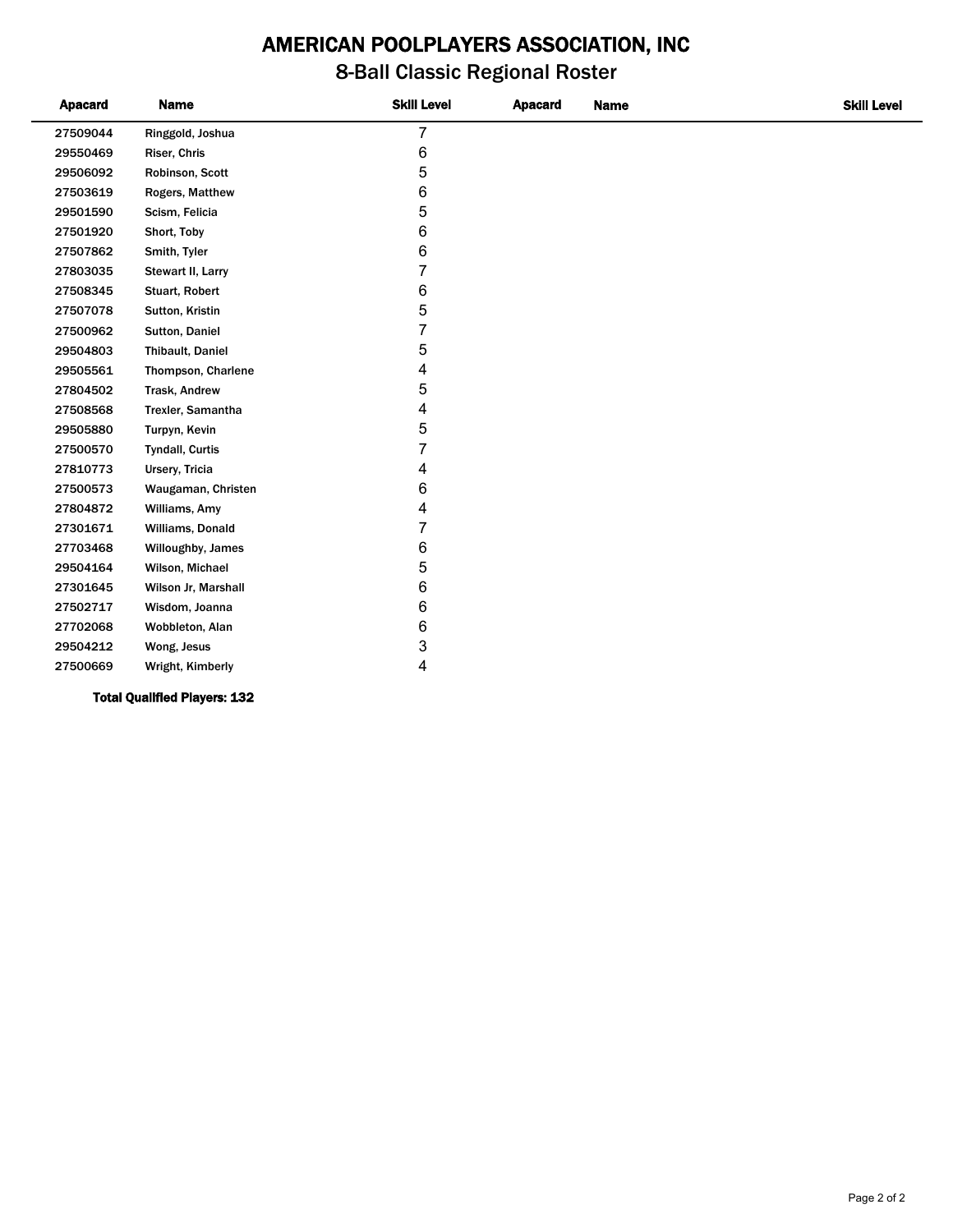# AMERICAN POOLPLAYERS ASSOCIATION, INC

## 8-Ball Classic Regional Roster

| Apacard | Name | Skill Level | Apacard | Name | Skill Level |
|---|---|---|---|---|---|
| 27509044 | Ringgold, Joshua | 7 | | | |
| 29550469 | Riser, Chris | 6 | | | |
| 29506092 | Robinson, Scott | 5 | | | |
| 27503619 | Rogers, Matthew | 6 | | | |
| 29501590 | Scism, Felicia | 5 | | | |
| 27501920 | Short, Toby | 6 | | | |
| 27507862 | Smith, Tyler | 6 | | | |
| 27803035 | Stewart II, Larry | 7 | | | |
| 27508345 | Stuart, Robert | 6 | | | |
| 27507078 | Sutton, Kristin | 5 | | | |
| 27500962 | Sutton, Daniel | 7 | | | |
| 29504803 | Thibault, Daniel | 5 | | | |
| 29505561 | Thompson, Charlene | 4 | | | |
| 27804502 | Trask, Andrew | 5 | | | |
| 27508568 | Trexler, Samantha | 4 | | | |
| 29505880 | Turpyn, Kevin | 5 | | | |
| 27500570 | Tyndall, Curtis | 7 | | | |
| 27810773 | Ursery, Tricia | 4 | | | |
| 27500573 | Waugaman, Christen | 6 | | | |
| 27804872 | Williams, Amy | 4 | | | |
| 27301671 | Williams, Donald | 7 | | | |
| 27703468 | Willoughby, James | 6 | | | |
| 29504164 | Wilson, Michael | 5 | | | |
| 27301645 | Wilson Jr, Marshall | 6 | | | |
| 27502717 | Wisdom, Joanna | 6 | | | |
| 27702068 | Wobbleton, Alan | 6 | | | |
| 29504212 | Wong, Jesus | 3 | | | |
| 27500669 | Wright, Kimberly | 4 | | | |

**Total Qualified Players: 132**